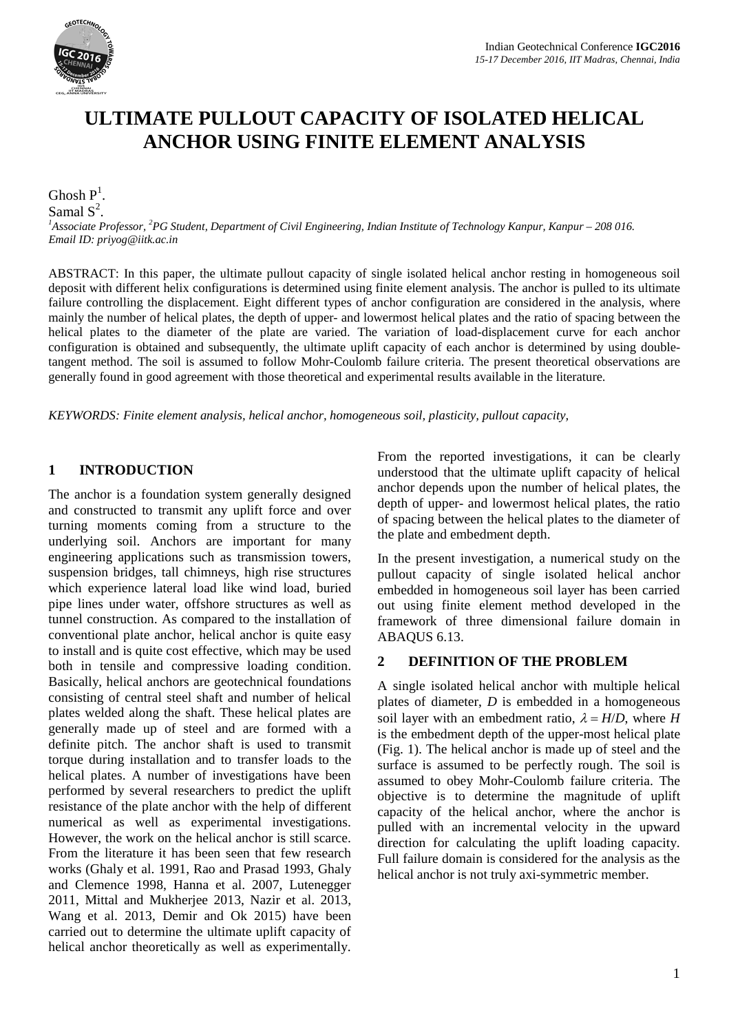# ULTIMATE PULLOUT CAPACITY OF ISOLATED HELICAL ANCHOR USING FINITE ELEMENT ANALYSIS

Ghosh P[1].
Samal S[2].
*[1]Associate Professor, [2]PG Student, Department of Civil Engineering, Indian Institute of Technology Kanpur, Kanpur – 208 016.*
*Email ID: priyog@iitk.ac.in*

ABSTRACT: In this paper, the ultimate pullout capacity of single isolated helical anchor resting in homogeneous soil deposit with different helix configurations is determined using finite element analysis. The anchor is pulled to its ultimate failure controlling the displacement. Eight different types of anchor configuration are considered in the analysis, where mainly the number of helical plates, the depth of upper- and lowermost helical plates and the ratio of spacing between the helical plates to the diameter of the plate are varied. The variation of load-displacement curve for each anchor configuration is obtained and subsequently, the ultimate uplift capacity of each anchor is determined by using double-tangent method. The soil is assumed to follow Mohr-Coulomb failure criteria. The present theoretical observations are generally found in good agreement with those theoretical and experimental results available in the literature.

*KEYWORDS: Finite element analysis, helical anchor, homogeneous soil, plasticity, pullout capacity,*

## 1 INTRODUCTION

The anchor is a foundation system generally designed and constructed to transmit any uplift force and over turning moments coming from a structure to the underlying soil. Anchors are important for many engineering applications such as transmission towers, suspension bridges, tall chimneys, high rise structures which experience lateral load like wind load, buried pipe lines under water, offshore structures as well as tunnel construction. As compared to the installation of conventional plate anchor, helical anchor is quite easy to install and is quite cost effective, which may be used both in tensile and compressive loading condition. Basically, helical anchors are geotechnical foundations consisting of central steel shaft and number of helical plates welded along the shaft. These helical plates are generally made up of steel and are formed with a definite pitch. The anchor shaft is used to transmit torque during installation and to transfer loads to the helical plates. A number of investigations have been performed by several researchers to predict the uplift resistance of the plate anchor with the help of different numerical as well as experimental investigations. However, the work on the helical anchor is still scarce. From the literature it has been seen that few research works (Ghaly et al. 1991, Rao and Prasad 1993, Ghaly and Clemence 1998, Hanna et al. 2007, Lutenegger 2011, Mittal and Mukherjee 2013, Nazir et al. 2013, Wang et al. 2013, Demir and Ok 2015) have been carried out to determine the ultimate uplift capacity of helical anchor theoretically as well as experimentally. From the reported investigations, it can be clearly understood that the ultimate uplift capacity of helical anchor depends upon the number of helical plates, the depth of upper- and lowermost helical plates, the ratio of spacing between the helical plates to the diameter of the plate and embedment depth.

In the present investigation, a numerical study on the pullout capacity of single isolated helical anchor embedded in homogeneous soil layer has been carried out using finite element method developed in the framework of three dimensional failure domain in ABAQUS 6.13.

## 2 DEFINITION OF THE PROBLEM

A single isolated helical anchor with multiple helical plates of diameter, $D$ is embedded in a homogeneous soil layer with an embedment ratio, $\lambda = H/D$, where $H$ is the embedment depth of the upper-most helical plate (Fig. 1). The helical anchor is made up of steel and the surface is assumed to be perfectly rough. The soil is assumed to obey Mohr-Coulomb failure criteria. The objective is to determine the magnitude of uplift capacity of the helical anchor, where the anchor is pulled with an incremental velocity in the upward direction for calculating the uplift loading capacity. Full failure domain is considered for the analysis as the helical anchor is not truly axi-symmetric member.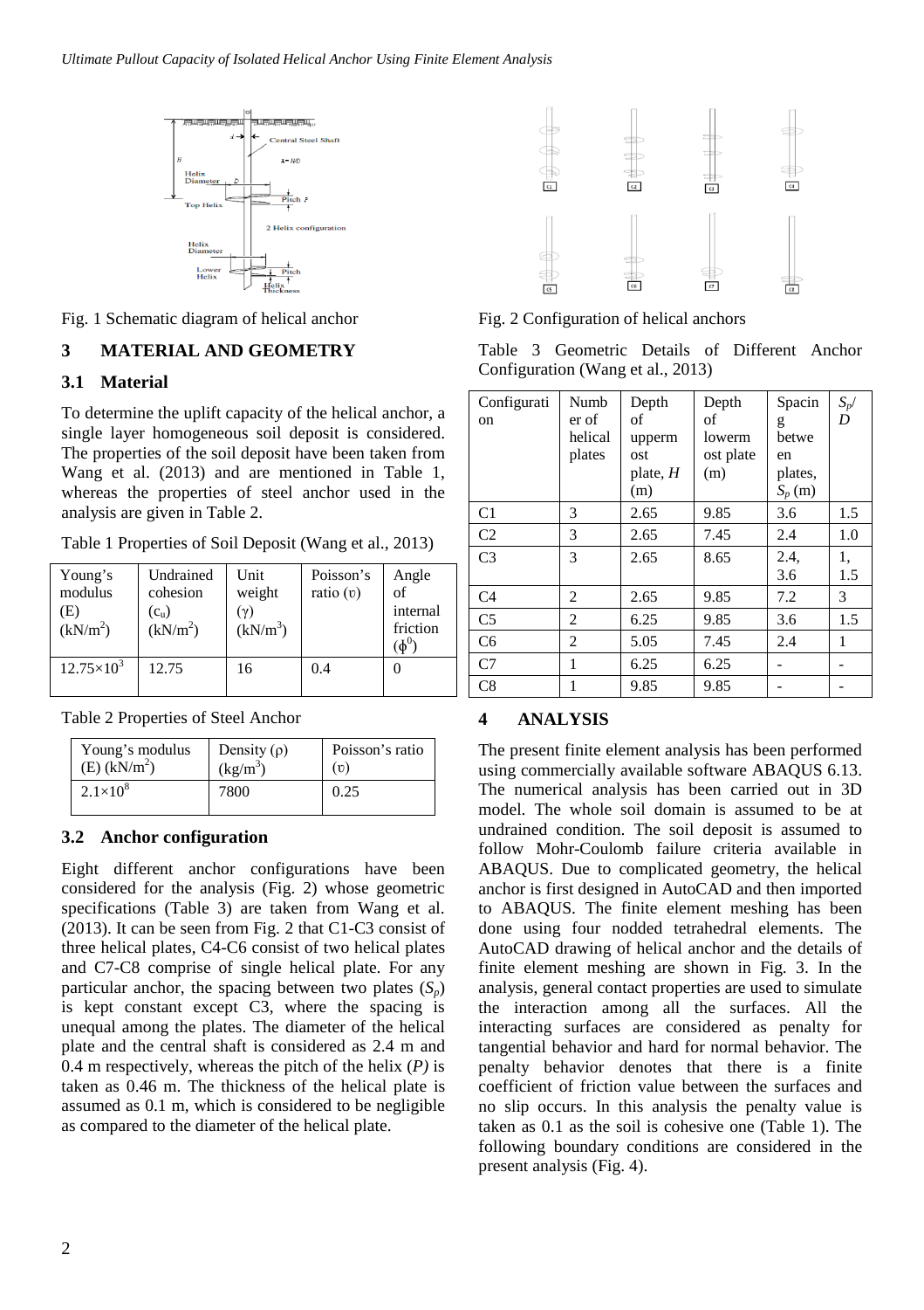Fig. 1 Schematic diagram of helical anchor

Fig. 2 Configuration of helical anchors

## 3 MATERIAL AND GEOMETRY

### 3.1 Material

To determine the uplift capacity of the helical anchor, a single layer homogeneous soil deposit is considered. The properties of the soil deposit have been taken from Wang et al. (2013) and are mentioned in Table 1, whereas the properties of steel anchor used in the analysis are given in Table 2.

Table 1 Properties of Soil Deposit (Wang et al., 2013)

| Young's modulus (E) (kN/m$^2$) | Undrained cohesion ($c_u$) (kN/m$^2$) | Unit weight ($\gamma$) (kN/m$^3$) | Poisson's ratio ($\upsilon$) | Angle of internal friction ($\phi^0$) |
|---|---|---|---|---|
| $12.75\times10^3$ | 12.75 | 16 | 0.4 | 0 |

Table 2 Properties of Steel Anchor

| Young's modulus (E) (kN/m$^2$) | Density ($\rho$) (kg/m$^3$) | Poisson's ratio ($\upsilon$) |
|---|---|---|
| $2.1\times10^8$ | 7800 | 0.25 |

### 3.2 Anchor configuration

Eight different anchor configurations have been considered for the analysis (Fig. 2) whose geometric specifications (Table 3) are taken from Wang et al. (2013). It can be seen from Fig. 2 that C1-C3 consist of three helical plates, C4-C6 consist of two helical plates and C7-C8 comprise of single helical plate. For any particular anchor, the spacing between two plates ($S_p$) is kept constant except C3, where the spacing is unequal among the plates. The diameter of the helical plate and the central shaft is considered as 2.4 m and 0.4 m respectively, whereas the pitch of the helix (*P)* is taken as 0.46 m. The thickness of the helical plate is assumed as 0.1 m, which is considered to be negligible as compared to the diameter of the helical plate.

Table 3 Geometric Details of Different Anchor Configuration (Wang et al., 2013)

| Configuration | Number of helical plates | Depth of uppermost plate, *H* (m) | Depth of lowermost plate (m) | Spacing between plates, $S_p$ (m) | $S_p$/ *D* |
|---|---|---|---|---|---|
| C1 | 3 | 2.65 | 9.85 | 3.6 | 1.5 |
| C2 | 3 | 2.65 | 7.45 | 2.4 | 1.0 |
| C3 | 3 | 2.65 | 8.65 | 2.4, 3.6 | 1, 1.5 |
| C4 | 2 | 2.65 | 9.85 | 7.2 | 3 |
| C5 | 2 | 6.25 | 9.85 | 3.6 | 1.5 |
| C6 | 2 | 5.05 | 7.45 | 2.4 | 1 |
| C7 | 1 | 6.25 | 6.25 | - | - |
| C8 | 1 | 9.85 | 9.85 | - | - |

## 4 ANALYSIS

The present finite element analysis has been performed using commercially available software ABAQUS 6.13. The numerical analysis has been carried out in 3D model. The whole soil domain is assumed to be at undrained condition. The soil deposit is assumed to follow Mohr-Coulomb failure criteria available in ABAQUS. Due to complicated geometry, the helical anchor is first designed in AutoCAD and then imported to ABAQUS. The finite element meshing has been done using four nodded tetrahedral elements. The AutoCAD drawing of helical anchor and the details of finite element meshing are shown in Fig. 3. In the analysis, general contact properties are used to simulate the interaction among all the surfaces. All the interacting surfaces are considered as penalty for tangential behavior and hard for normal behavior. The penalty behavior denotes that there is a finite coefficient of friction value between the surfaces and no slip occurs. In this analysis the penalty value is taken as 0.1 as the soil is cohesive one (Table 1). The following boundary conditions are considered in the present analysis (Fig. 4).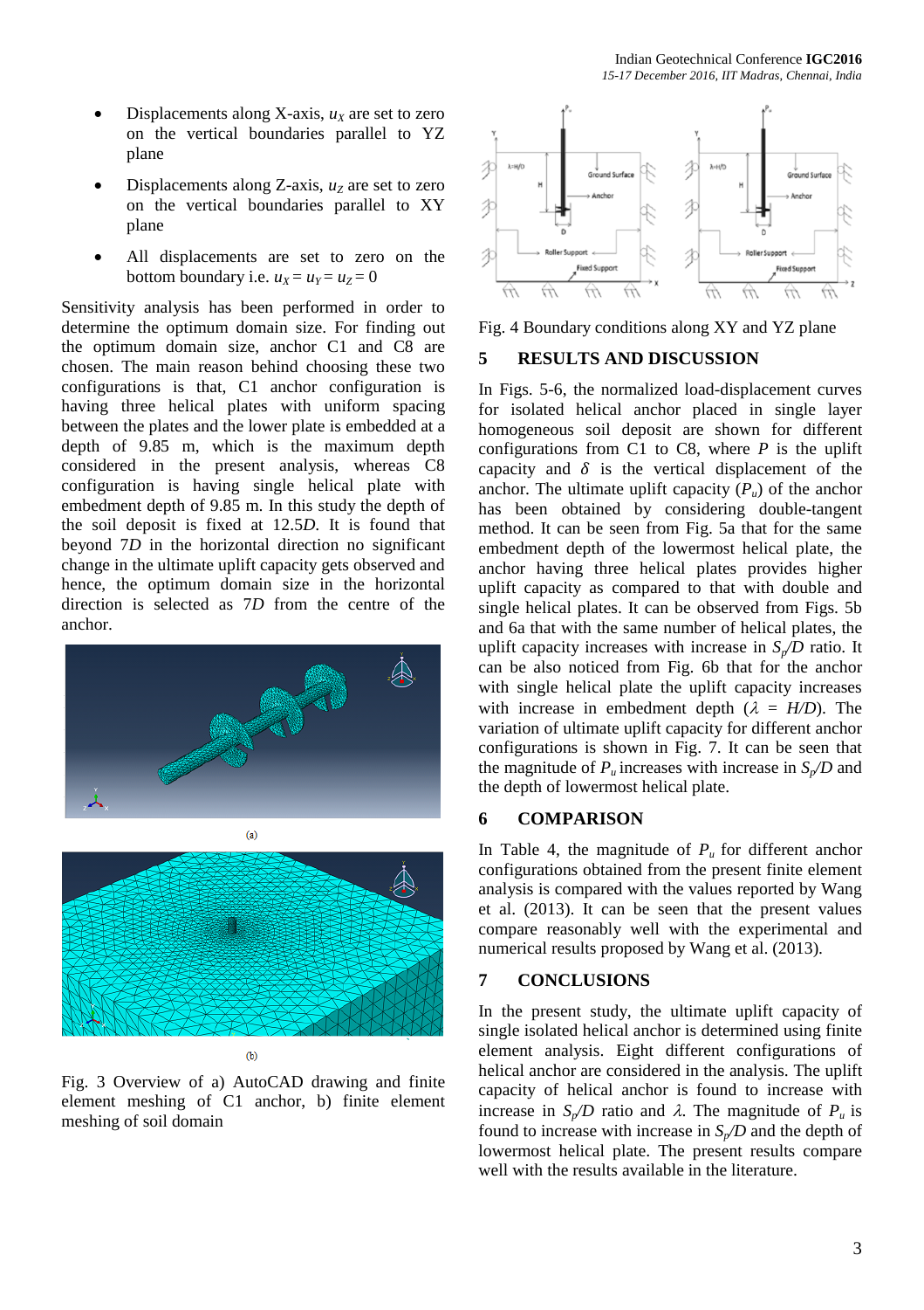- Displacements along X-axis, $u_X$ are set to zero on the vertical boundaries parallel to YZ plane
- Displacements along Z-axis, $u_Z$ are set to zero on the vertical boundaries parallel to XY plane
- All displacements are set to zero on the bottom boundary i.e. $u_X = u_Y = u_Z = 0$

Sensitivity analysis has been performed in order to determine the optimum domain size. For finding out the optimum domain size, anchor C1 and C8 are chosen. The main reason behind choosing these two configurations is that, C1 anchor configuration is having three helical plates with uniform spacing between the plates and the lower plate is embedded at a depth of 9.85 m, which is the maximum depth considered in the present analysis, whereas C8 configuration is having single helical plate with embedment depth of 9.85 m. In this study the depth of the soil deposit is fixed at 12.5*D*. It is found that beyond 7*D* in the horizontal direction no significant change in the ultimate uplift capacity gets observed and hence, the optimum domain size in the horizontal direction is selected as 7*D* from the centre of the anchor.

(a)

(b)

Fig. 3 Overview of a) AutoCAD drawing and finite element meshing of C1 anchor, b) finite element meshing of soil domain

Fig. 4 Boundary conditions along XY and YZ plane

## 5 RESULTS AND DISCUSSION

In Figs. 5-6, the normalized load-displacement curves for isolated helical anchor placed in single layer homogeneous soil deposit are shown for different configurations from C1 to C8, where $P$ is the uplift capacity and $\delta$ is the vertical displacement of the anchor. The ultimate uplift capacity ($P_u$) of the anchor has been obtained by considering double-tangent method. It can be seen from Fig. 5a that for the same embedment depth of the lowermost helical plate, the anchor having three helical plates provides higher uplift capacity as compared to that with double and single helical plates. It can be observed from Figs. 5b and 6a that with the same number of helical plates, the uplift capacity increases with increase in $S_p/D$ ratio. It can be also noticed from Fig. 6b that for the anchor with single helical plate the uplift capacity increases with increase in embedment depth ($\lambda = H/D$). The variation of ultimate uplift capacity for different anchor configurations is shown in Fig. 7. It can be seen that the magnitude of $P_u$ increases with increase in $S_p/D$ and the depth of lowermost helical plate.

## 6 COMPARISON

In Table 4, the magnitude of $P_u$ for different anchor configurations obtained from the present finite element analysis is compared with the values reported by Wang et al. (2013). It can be seen that the present values compare reasonably well with the experimental and numerical results proposed by Wang et al. (2013).

## 7 CONCLUSIONS

In the present study, the ultimate uplift capacity of single isolated helical anchor is determined using finite element analysis. Eight different configurations of helical anchor are considered in the analysis. The uplift capacity of helical anchor is found to increase with increase in $S_p/D$ ratio and $\lambda$. The magnitude of $P_u$ is found to increase with increase in $S_p/D$ and the depth of lowermost helical plate. The present results compare well with the results available in the literature.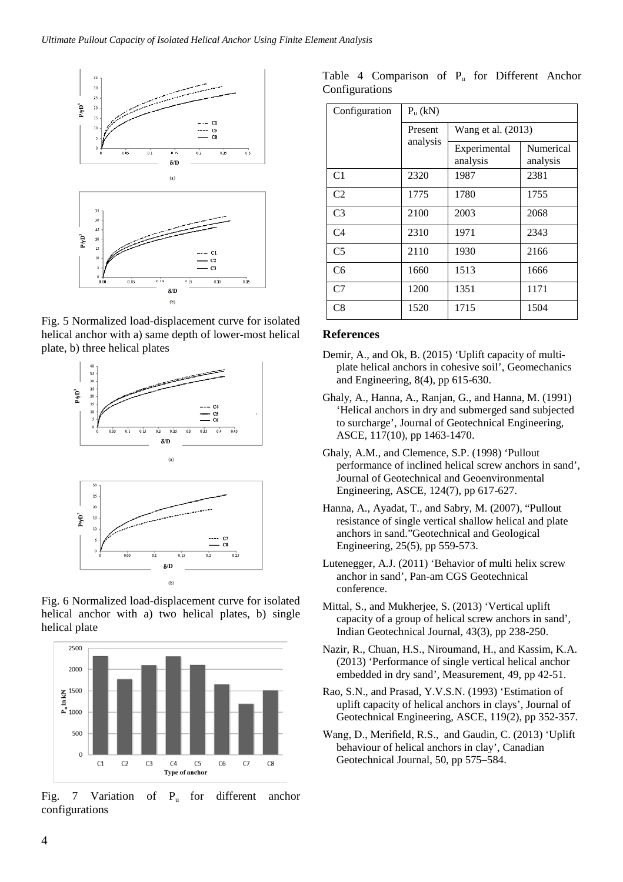$P/\gamma D^3$

35
30
25
20
15
10
5
0

0 0.05 0.1 0.15 0.2 0.25 0.3

C1
C5
C8

δ/D

(a)

$P/\gamma D^3$

35
30
25
20
15
10
5
0

0.00 0.05 0.10 0.15 0.20 0.25

C1
C2
C3

δ/D

(b)

Fig. 5 Normalized load-displacement curve for isolated helical anchor with a) same depth of lower-most helical plate, b) three helical plates

$P/\gamma D^3$

40
35
30
25
20
15
10
5
0

0 0.05 0.1 0.15 0.2 0.25 0.3 0.35 0.4 0.45

C4
C5
C6

δ/D

(a)

$P/\gamma D^3$

30
25
20
15
10
5
0

0 0.05 0.1 0.15 0.2 0.25

C7
C8

δ/D

(b)

Fig. 6 Normalized load-displacement curve for isolated helical anchor with a) two helical plates, b) single helical plate

$P_u$ in kN

2500
2000
1500
1000
500
0

C1 C2 C3 C4 C5 C6 C7 C8

Type of anchor

Fig. 7 Variation of $P_u$ for different anchor configurations

Table 4 Comparison of $P_u$ for Different Anchor Configurations

| Configuration | $P_u$ (kN) | | |
|---|---|---|---|
| | Present analysis | Wang et al. (2013) | |
| | | Experimental analysis | Numerical analysis |
| C1 | 2320 | 1987 | 2381 |
| C2 | 1775 | 1780 | 1755 |
| C3 | 2100 | 2003 | 2068 |
| C4 | 2310 | 1971 | 2343 |
| C5 | 2110 | 1930 | 2166 |
| C6 | 1660 | 1513 | 1666 |
| C7 | 1200 | 1351 | 1171 |
| C8 | 1520 | 1715 | 1504 |

## References

Demir, A., and Ok, B. (2015) 'Uplift capacity of multi-plate helical anchors in cohesive soil', Geomechanics and Engineering, 8(4), pp 615-630.

Ghaly, A., Hanna, A., Ranjan, G., and Hanna, M. (1991) 'Helical anchors in dry and submerged sand subjected to surcharge', Journal of Geotechnical Engineering, ASCE, 117(10), pp 1463-1470.

Ghaly, A.M., and Clemence, S.P. (1998) 'Pullout performance of inclined helical screw anchors in sand', Journal of Geotechnical and Geoenvironmental Engineering, ASCE, 124(7), pp 617-627.

Hanna, A., Ayadat, T., and Sabry, M. (2007), "Pullout resistance of single vertical shallow helical and plate anchors in sand."Geotechnical and Geological Engineering, 25(5), pp 559-573.

Lutenegger, A.J. (2011) 'Behavior of multi helix screw anchor in sand', Pan-am CGS Geotechnical conference.

Mittal, S., and Mukherjee, S. (2013) 'Vertical uplift capacity of a group of helical screw anchors in sand', Indian Geotechnical Journal, 43(3), pp 238-250.

Nazir, R., Chuan, H.S., Niroumand, H., and Kassim, K.A. (2013) 'Performance of single vertical helical anchor embedded in dry sand', Measurement, 49, pp 42-51.

Rao, S.N., and Prasad, Y.V.S.N. (1993) 'Estimation of uplift capacity of helical anchors in clays', Journal of Geotechnical Engineering, ASCE, 119(2), pp 352-357.

Wang, D., Merifield, R.S., and Gaudin, C. (2013) 'Uplift behaviour of helical anchors in clay', Canadian Geotechnical Journal, 50, pp 575–584.